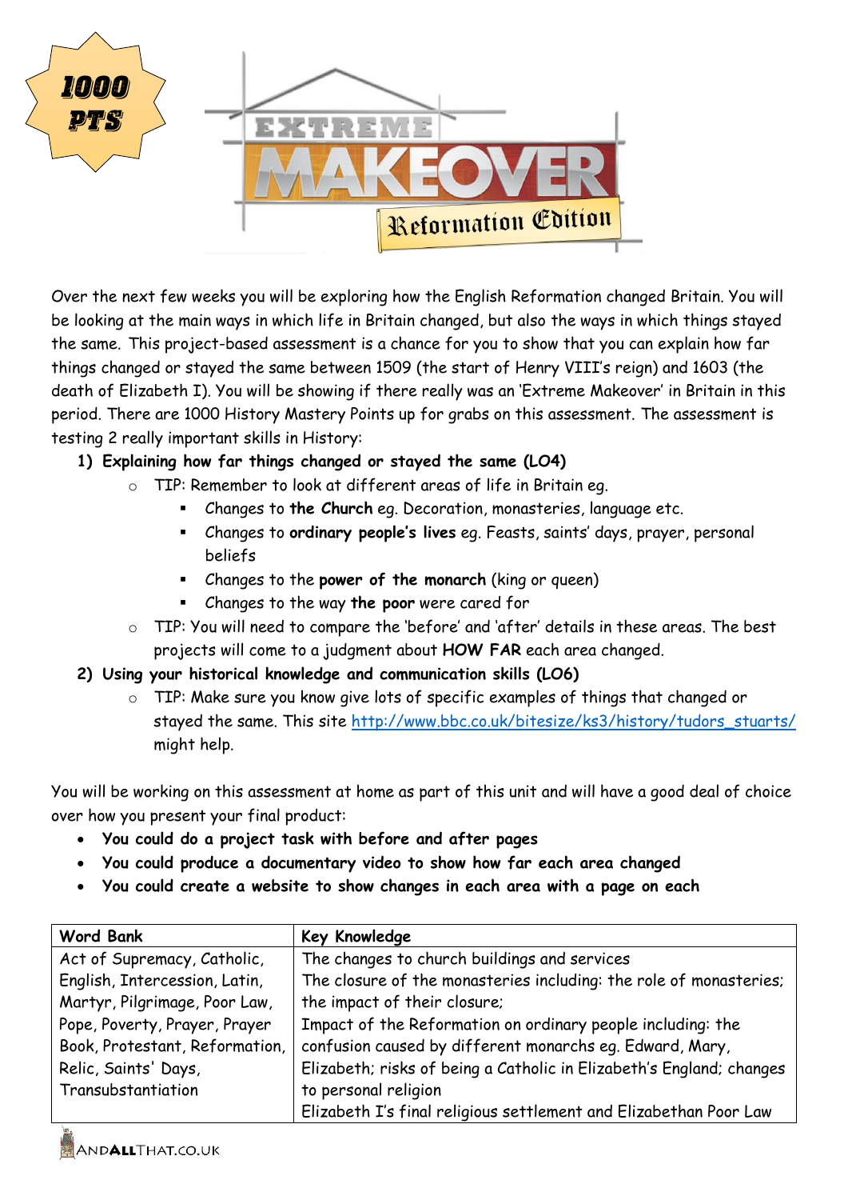1000 PTS

# EXTREME MAKEOVER

## Reformation Edition

Over the next few weeks you will be exploring how the English Reformation changed Britain. You will be looking at the main ways in which life in Britain changed, but also the ways in which things stayed the same. This project-based assessment is a chance for you to show that you can explain how far things changed or stayed the same between 1509 (the start of Henry VIII's reign) and 1603 (the death of Elizabeth I). You will be showing if there really was an 'Extreme Makeover' in Britain in this period. There are 1000 History Mastery Points up for grabs on this assessment. The assessment is testing 2 really important skills in History:

1) **Explaining how far things changed or stayed the same (LO4)**
   - TIP: Remember to look at different areas of life in Britain eg.
     - Changes to **the Church** eg. Decoration, monasteries, language etc.
     - Changes to **ordinary people's lives** eg. Feasts, saints' days, prayer, personal beliefs
     - Changes to the **power of the monarch** (king or queen)
     - Changes to the way **the poor** were cared for
   - TIP: You will need to compare the 'before' and 'after' details in these areas. The best projects will come to a judgment about **HOW FAR** each area changed.
2) **Using your historical knowledge and communication skills (LO6)**
   - TIP: Make sure you know give lots of specific examples of things that changed or stayed the same. This site http://www.bbc.co.uk/bitesize/ks3/history/tudors_stuarts/ might help.

You will be working on this assessment at home as part of this unit and will have a good deal of choice over how you present your final product:

- **You could do a project task with before and after pages**
- **You could produce a documentary video to show how far each area changed**
- **You could create a website to show changes in each area with a page on each**

| Word Bank | Key Knowledge |
| --- | --- |
| Act of Supremacy, Catholic, English, Intercession, Latin, Martyr, Pilgrimage, Poor Law, Pope, Poverty, Prayer, Prayer Book, Protestant, Reformation, Relic, Saints' Days, Transubstantiation | The changes to church buildings and services<br>The closure of the monasteries including: the role of monasteries; the impact of their closure;<br>Impact of the Reformation on ordinary people including: the confusion caused by different monarchs eg. Edward, Mary, Elizabeth; risks of being a Catholic in Elizabeth's England; changes to personal religion<br>Elizabeth I's final religious settlement and Elizabethan Poor Law |

ANDALLTHAT.CO.UK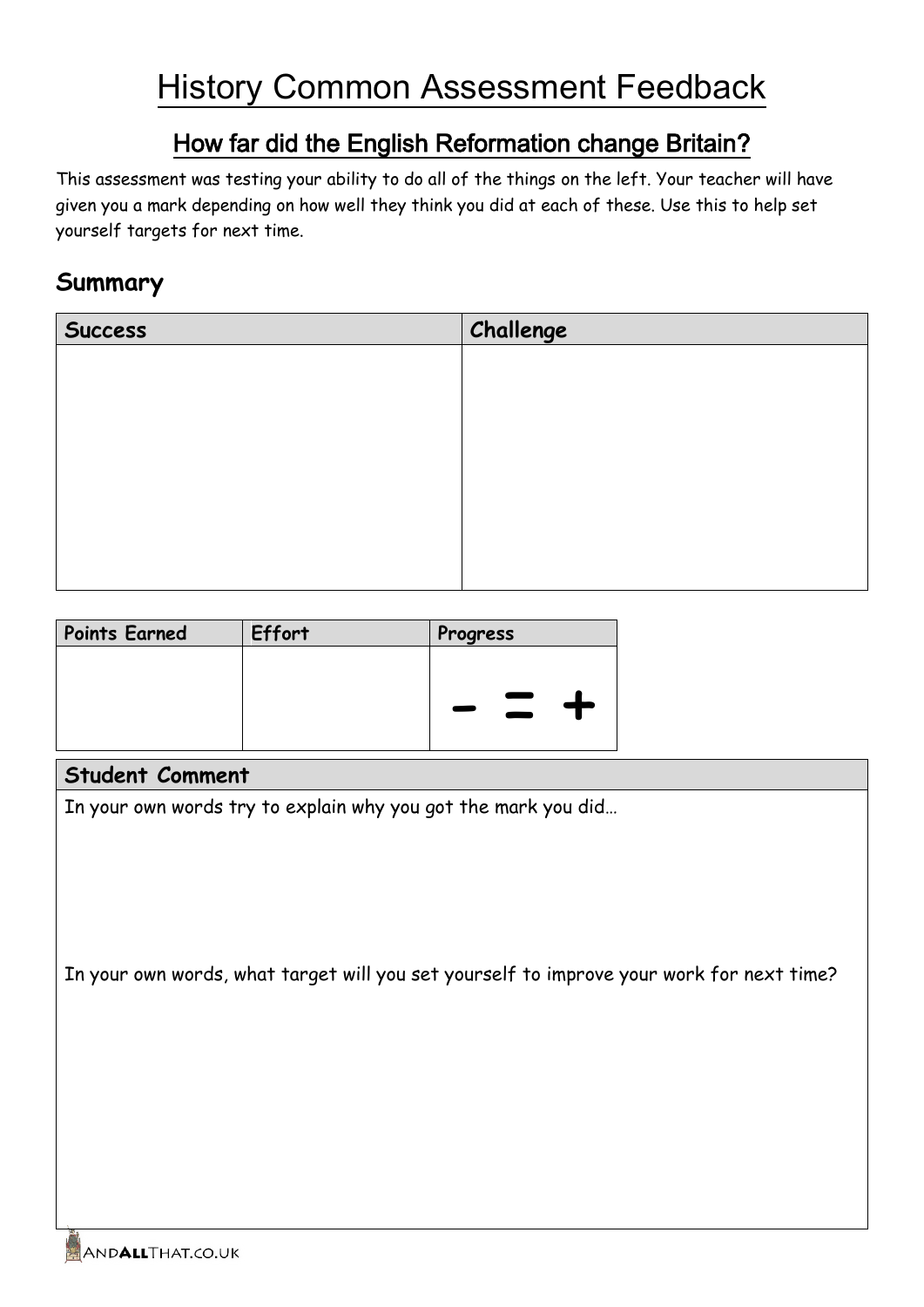# History Common Assessment Feedback

## How far did the English Reformation change Britain?

This assessment was testing your ability to do all of the things on the left. Your teacher will have given you a mark depending on how well they think you did at each of these. Use this to help set yourself targets for next time.

## Summary

| Success | Challenge |
|---|---|
| | |

| Points Earned | Effort | Progress |
|---|---|---|
| | | - = + |

| Student Comment |
|---|
| In your own words try to explain why you got the mark you did… |
| In your own words, what target will you set yourself to improve your work for next time? |

ANDALLTHAT.CO.UK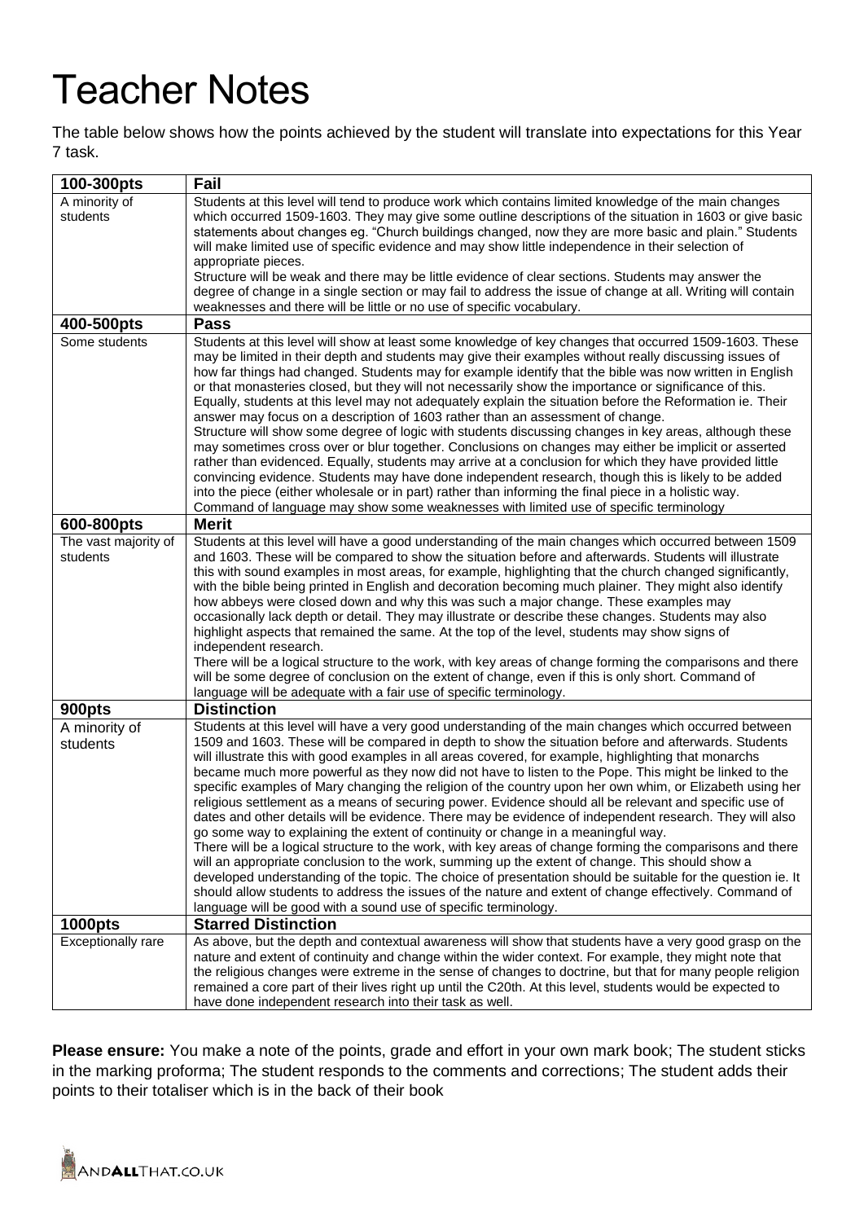# Teacher Notes

The table below shows how the points achieved by the student will translate into expectations for this Year 7 task.

| **100-300pts** | **Fail** |
|---|---|
| A minority of students | Students at this level will tend to produce work which contains limited knowledge of the main changes which occurred 1509-1603. They may give some outline descriptions of the situation in 1603 or give basic statements about changes eg. "Church buildings changed, now they are more basic and plain." Students will make limited use of specific evidence and may show little independence in their selection of appropriate pieces.<br>Structure will be weak and there may be little evidence of clear sections. Students may answer the degree of change in a single section or may fail to address the issue of change at all. Writing will contain weaknesses and there will be little or no use of specific vocabulary. |
| **400-500pts** | **Pass** |
| Some students | Students at this level will show at least some knowledge of key changes that occurred 1509-1603. These may be limited in their depth and students may give their examples without really discussing issues of how far things had changed. Students may for example identify that the bible was now written in English or that monasteries closed, but they will not necessarily show the importance or significance of this. Equally, students at this level may not adequately explain the situation before the Reformation ie. Their answer may focus on a description of 1603 rather than an assessment of change.<br>Structure will show some degree of logic with students discussing changes in key areas, although these may sometimes cross over or blur together. Conclusions on changes may either be implicit or asserted rather than evidenced. Equally, students may arrive at a conclusion for which they have provided little convincing evidence. Students may have done independent research, though this is likely to be added into the piece (either wholesale or in part) rather than informing the final piece in a holistic way. Command of language may show some weaknesses with limited use of specific terminology |
| **600-800pts** | **Merit** |
| The vast majority of students | Students at this level will have a good understanding of the main changes which occurred between 1509 and 1603. These will be compared to show the situation before and afterwards. Students will illustrate this with sound examples in most areas, for example, highlighting that the church changed significantly, with the bible being printed in English and decoration becoming much plainer. They might also identify how abbeys were closed down and why this was such a major change. These examples may occasionally lack depth or detail. They may illustrate or describe these changes. Students may also highlight aspects that remained the same. At the top of the level, students may show signs of independent research.<br>There will be a logical structure to the work, with key areas of change forming the comparisons and there will be some degree of conclusion on the extent of change, even if this is only short. Command of language will be adequate with a fair use of specific terminology. |
| **900pts** | **Distinction** |
| A minority of students | Students at this level will have a very good understanding of the main changes which occurred between 1509 and 1603. These will be compared in depth to show the situation before and afterwards. Students will illustrate this with good examples in all areas covered, for example, highlighting that monarchs became much more powerful as they now did not have to listen to the Pope. This might be linked to the specific examples of Mary changing the religion of the country upon her own whim, or Elizabeth using her religious settlement as a means of securing power. Evidence should all be relevant and specific use of dates and other details will be evidence. There may be evidence of independent research. They will also go some way to explaining the extent of continuity or change in a meaningful way.<br>There will be a logical structure to the work, with key areas of change forming the comparisons and there will an appropriate conclusion to the work, summing up the extent of change. This should show a developed understanding of the topic. The choice of presentation should be suitable for the question ie. It should allow students to address the issues of the nature and extent of change effectively. Command of language will be good with a sound use of specific terminology. |
| **1000pts** | **Starred Distinction** |
| Exceptionally rare | As above, but the depth and contextual awareness will show that students have a very good grasp on the nature and extent of continuity and change within the wider context. For example, they might note that the religious changes were extreme in the sense of changes to doctrine, but that for many people religion remained a core part of their lives right up until the C20th. At this level, students would be expected to have done independent research into their task as well. |

**Please ensure:** You make a note of the points, grade and effort in your own mark book; The student sticks in the marking proforma; The student responds to the comments and corrections; The student adds their points to their totaliser which is in the back of their book

ANDALLTHAT.CO.UK